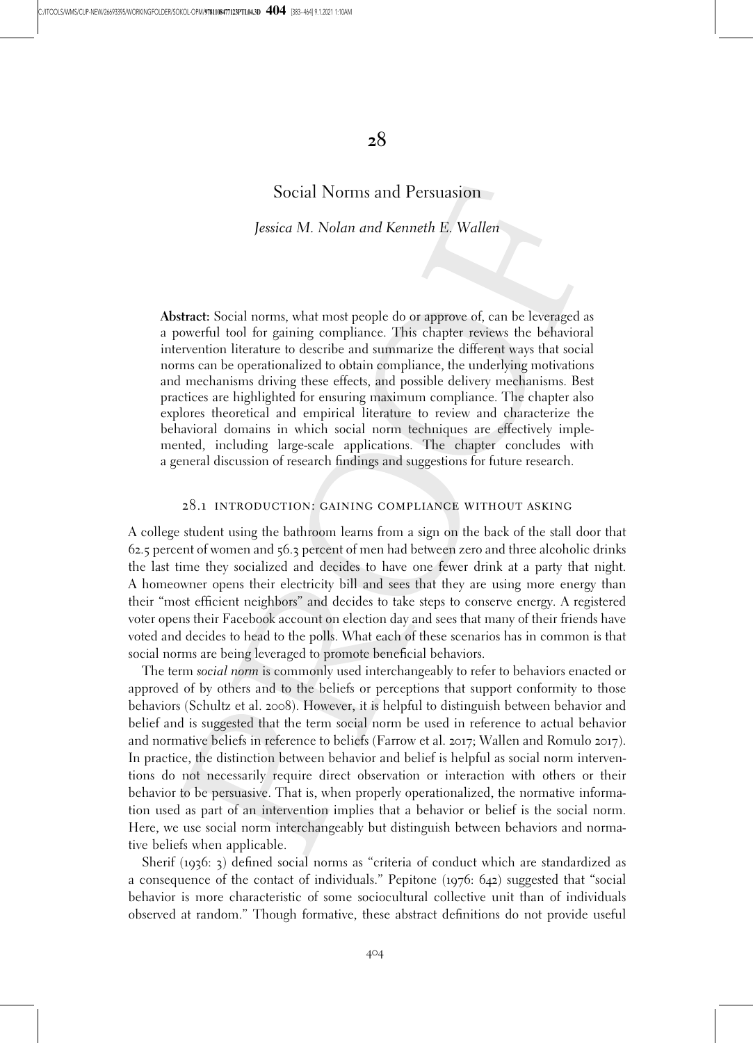# 28

## Social Norms and Persuasion

*Jessica M. Nolan and Kenneth E. Wallen*

**Abstract:** Social norms, what most people do or approve of, can be leveraged as a powerful tool for gaining compliance. This chapter reviews the behavioral intervention literature to describe and summarize the different ways that social norms can be operationalized to obtain compliance, the underlying motivations and mechanisms driving these effects, and possible delivery mechanisms. Best practices are highlighted for ensuring maximum compliance. The chapter also explores theoretical and empirical literature to review and characterize the behavioral domains in which social norm techniques are effectively implemented, including large-scale applications. The chapter concludes with a general discussion of research findings and suggestions for future research.

### 28.1 INTRODUCTION: GAINING COMPLIANCE WITHOUT ASKING

A college student using the bathroom learns from a sign on the back of the stall door that 62.5 percent of women and 56.3 percent of men had between zero and three alcoholic drinks the last time they socialized and decides to have one fewer drink at a party that night. A homeowner opens their electricity bill and sees that they are using more energy than their "most efficient neighbors" and decides to take steps to conserve energy. A registered voter opens their Facebook account on election day and sees that many of their friends have voted and decides to head to the polls. What each of these scenarios has in common is that social norms are being leveraged to promote beneficial behaviors.

The term *social norm* is commonly used interchangeably to refer to behaviors enacted or approved of by others and to the beliefs or perceptions that support conformity to those behaviors (Schultz et al. 2008). However, it is helpful to distinguish between behavior and belief and is suggested that the term social norm be used in reference to actual behavior and normative beliefs in reference to beliefs (Farrow et al. 2017; Wallen and Romulo 2017). In practice, the distinction between behavior and belief is helpful as social norm interventions do not necessarily require direct observation or interaction with others or their behavior to be persuasive. That is, when properly operationalized, the normative information used as part of an intervention implies that a behavior or belief is the social norm. Here, we use social norm interchangeably but distinguish between behaviors and normative beliefs when applicable.

Sherif (1936: 3) defined social norms as "criteria of conduct which are standardized as a consequence of the contact of individuals." Pepitone (1976: 642) suggested that "social behavior is more characteristic of some sociocultural collective unit than of individuals observed at random." Though formative, these abstract definitions do not provide useful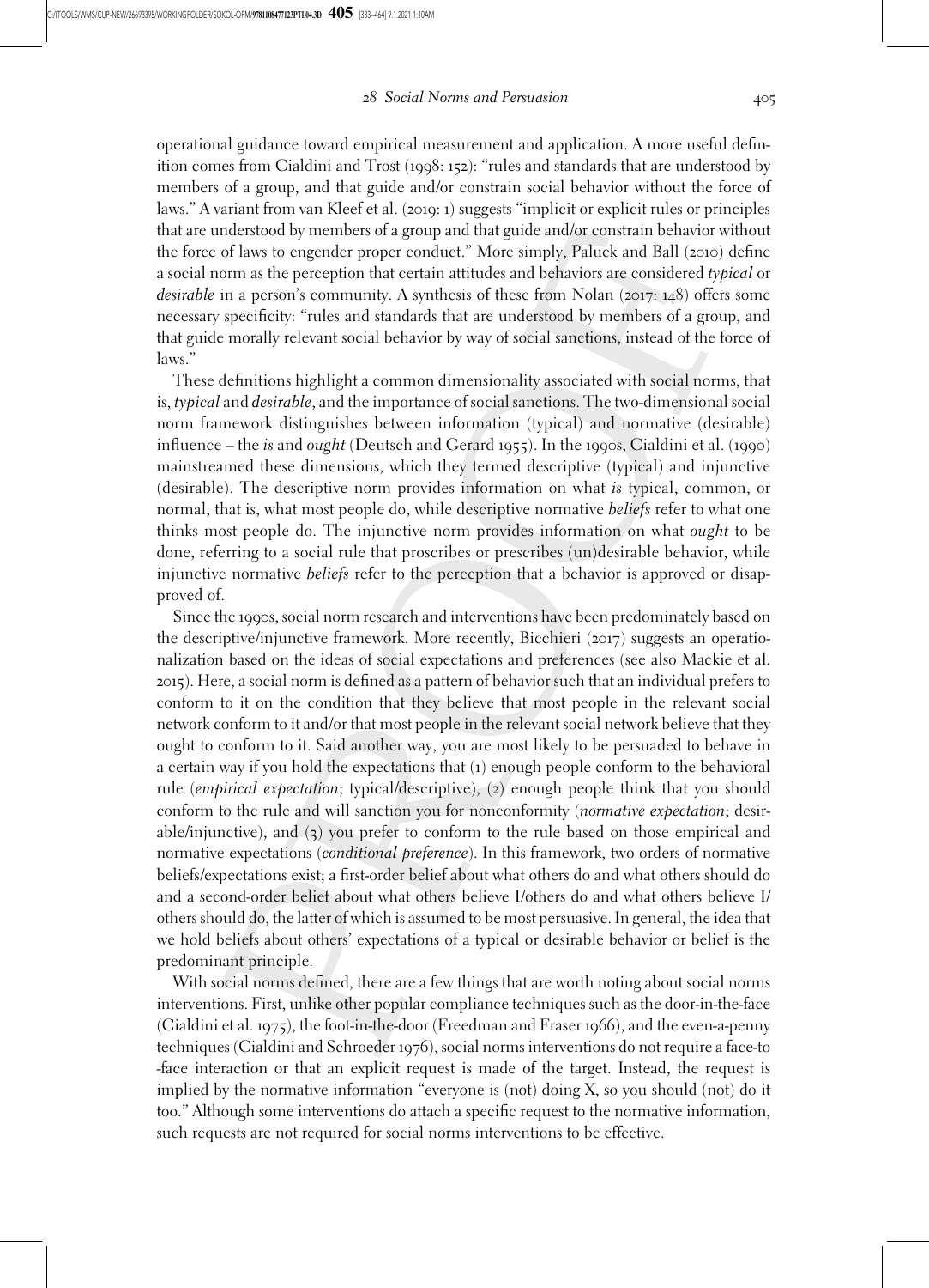operational guidance toward empirical measurement and application. A more useful definition comes from Cialdini and Trost (1998: 152): "rules and standards that are understood by members of a group, and that guide and/or constrain social behavior without the force of laws." A variant from van Kleef et al. (2019: 1) suggests "implicit or explicit rules or principles that are understood by members of a group and that guide and/or constrain behavior without the force of laws to engender proper conduct." More simply, Paluck and Ball (2010) define a social norm as the perception that certain attitudes and behaviors are considered *typical* or *desirable* in a person's community. A synthesis of these from Nolan (2017: 148) offers some necessary specificity: "rules and standards that are understood by members of a group, and that guide morally relevant social behavior by way of social sanctions, instead of the force of laws."

These definitions highlight a common dimensionality associated with social norms, that is, *typical* and *desirable*, and the importance of social sanctions. The two-dimensional social norm framework distinguishes between information (typical) and normative (desirable) influence – the *is* and *ought* (Deutsch and Gerard 1955). In the 1990s, Cialdini et al. (1990) mainstreamed these dimensions, which they termed descriptive (typical) and injunctive (desirable). The descriptive norm provides information on what *is* typical, common, or normal, that is, what most people do, while descriptive normative *beliefs* refer to what one thinks most people do. The injunctive norm provides information on what *ought* to be done, referring to a social rule that proscribes or prescribes (un)desirable behavior, while injunctive normative *beliefs* refer to the perception that a behavior is approved or disapproved of.

Since the 1990s, social norm research and interventions have been predominately based on the descriptive/injunctive framework. More recently, Bicchieri (2017) suggests an operationalization based on the ideas of social expectations and preferences (see also Mackie et al. 2015). Here, a social norm is defined as a pattern of behavior such that an individual prefers to conform to it on the condition that they believe that most people in the relevant social network conform to it and/or that most people in the relevant social network believe that they ought to conform to it. Said another way, you are most likely to be persuaded to behave in a certain way if you hold the expectations that (1) enough people conform to the behavioral rule (*empirical expectation*; typical/descriptive), (2) enough people think that you should conform to the rule and will sanction you for nonconformity (*normative expectation*; desirable/injunctive), and (3) you prefer to conform to the rule based on those empirical and normative expectations (*conditional preference*). In this framework, two orders of normative beliefs/expectations exist; a first-order belief about what others do and what others should do and a second-order belief about what others believe I/others do and what others believe I/others should do, the latter of which is assumed to be most persuasive. In general, the idea that we hold beliefs about others' expectations of a typical or desirable behavior or belief is the predominant principle.

With social norms defined, there are a few things that are worth noting about social norms interventions. First, unlike other popular compliance techniques such as the door-in-the-face (Cialdini et al. 1975), the foot-in-the-door (Freedman and Fraser 1966), and the even-a-penny techniques (Cialdini and Schroeder 1976), social norms interventions do not require a face-to-face interaction or that an explicit request is made of the target. Instead, the request is implied by the normative information "everyone is (not) doing X, so you should (not) do it too." Although some interventions do attach a specific request to the normative information, such requests are not required for social norms interventions to be effective.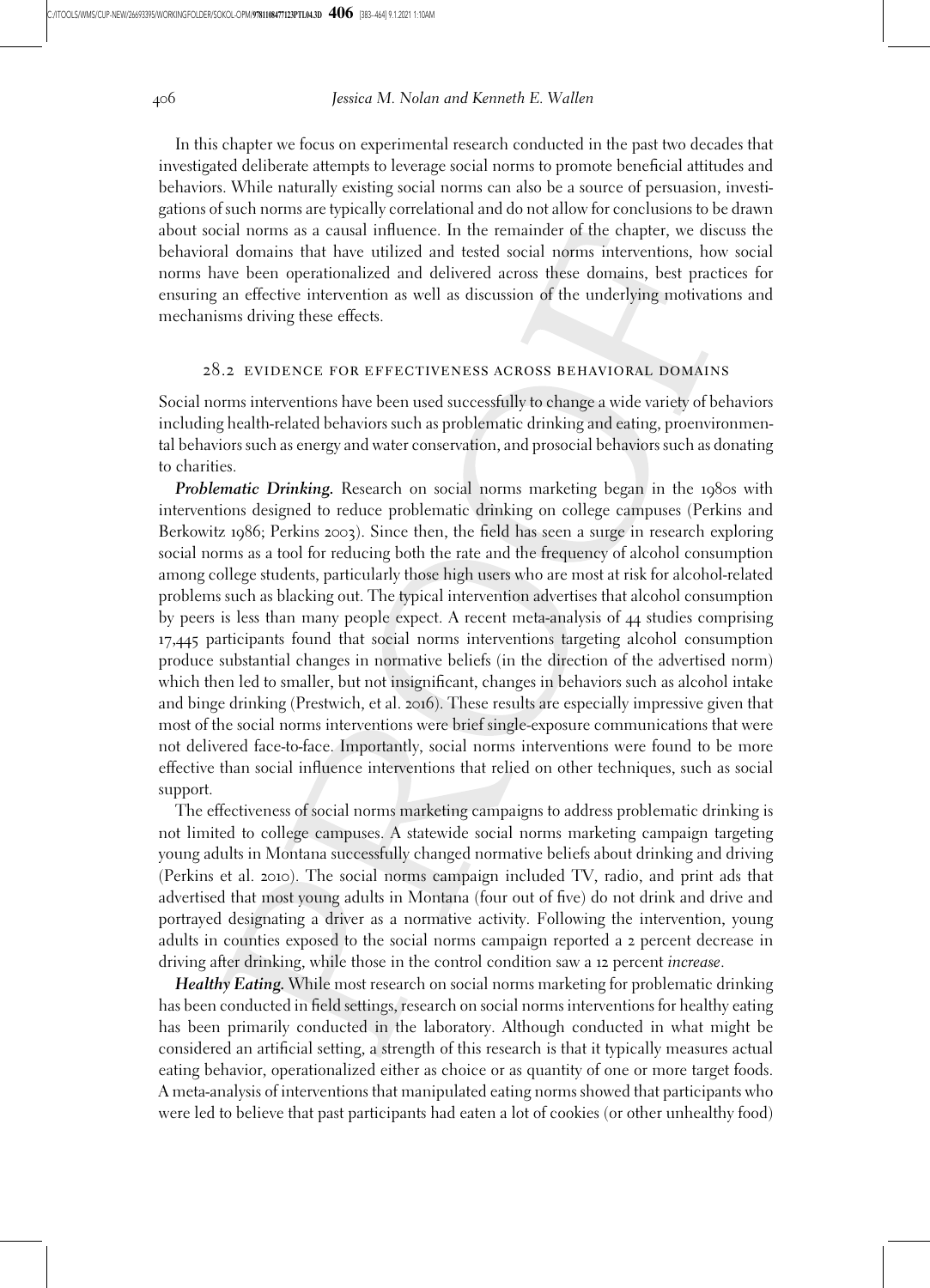In this chapter we focus on experimental research conducted in the past two decades that investigated deliberate attempts to leverage social norms to promote beneficial attitudes and behaviors. While naturally existing social norms can also be a source of persuasion, investigations of such norms are typically correlational and do not allow for conclusions to be drawn about social norms as a causal influence. In the remainder of the chapter, we discuss the behavioral domains that have utilized and tested social norms interventions, how social norms have been operationalized and delivered across these domains, best practices for ensuring an effective intervention as well as discussion of the underlying motivations and mechanisms driving these effects.

## 28.2 EVIDENCE FOR EFFECTIVENESS ACROSS BEHAVIORAL DOMAINS

Social norms interventions have been used successfully to change a wide variety of behaviors including health-related behaviors such as problematic drinking and eating, proenvironmental behaviors such as energy and water conservation, and prosocial behaviors such as donating to charities.

***Problematic Drinking.*** Research on social norms marketing began in the 1980s with interventions designed to reduce problematic drinking on college campuses (Perkins and Berkowitz 1986; Perkins 2003). Since then, the field has seen a surge in research exploring social norms as a tool for reducing both the rate and the frequency of alcohol consumption among college students, particularly those high users who are most at risk for alcohol-related problems such as blacking out. The typical intervention advertises that alcohol consumption by peers is less than many people expect. A recent meta-analysis of 44 studies comprising 17,445 participants found that social norms interventions targeting alcohol consumption produce substantial changes in normative beliefs (in the direction of the advertised norm) which then led to smaller, but not insignificant, changes in behaviors such as alcohol intake and binge drinking (Prestwich, et al. 2016). These results are especially impressive given that most of the social norms interventions were brief single-exposure communications that were not delivered face-to-face. Importantly, social norms interventions were found to be more effective than social influence interventions that relied on other techniques, such as social support.

The effectiveness of social norms marketing campaigns to address problematic drinking is not limited to college campuses. A statewide social norms marketing campaign targeting young adults in Montana successfully changed normative beliefs about drinking and driving (Perkins et al. 2010). The social norms campaign included TV, radio, and print ads that advertised that most young adults in Montana (four out of five) do not drink and drive and portrayed designating a driver as a normative activity. Following the intervention, young adults in counties exposed to the social norms campaign reported a 2 percent decrease in driving after drinking, while those in the control condition saw a 12 percent *increase*.

***Healthy Eating.*** While most research on social norms marketing for problematic drinking has been conducted in field settings, research on social norms interventions for healthy eating has been primarily conducted in the laboratory. Although conducted in what might be considered an artificial setting, a strength of this research is that it typically measures actual eating behavior, operationalized either as choice or as quantity of one or more target foods. A meta-analysis of interventions that manipulated eating norms showed that participants who were led to believe that past participants had eaten a lot of cookies (or other unhealthy food)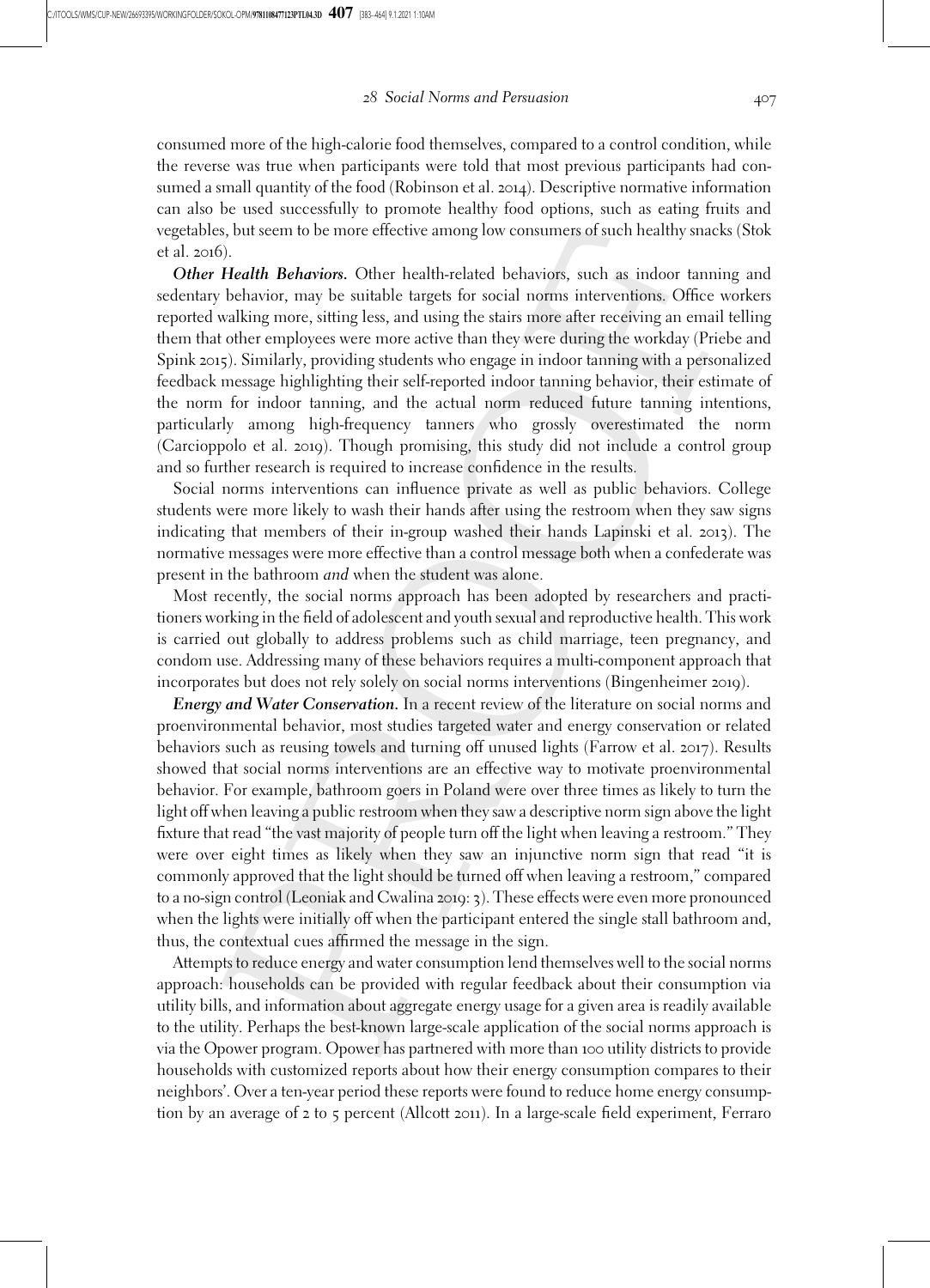consumed more of the high-calorie food themselves, compared to a control condition, while the reverse was true when participants were told that most previous participants had consumed a small quantity of the food (Robinson et al. 2014). Descriptive normative information can also be used successfully to promote healthy food options, such as eating fruits and vegetables, but seem to be more effective among low consumers of such healthy snacks (Stok et al. 2016).

***Other Health Behaviors.*** Other health-related behaviors, such as indoor tanning and sedentary behavior, may be suitable targets for social norms interventions. Office workers reported walking more, sitting less, and using the stairs more after receiving an email telling them that other employees were more active than they were during the workday (Priebe and Spink 2015). Similarly, providing students who engage in indoor tanning with a personalized feedback message highlighting their self-reported indoor tanning behavior, their estimate of the norm for indoor tanning, and the actual norm reduced future tanning intentions, particularly among high-frequency tanners who grossly overestimated the norm (Carcioppolo et al. 2019). Though promising, this study did not include a control group and so further research is required to increase confidence in the results.

Social norms interventions can influence private as well as public behaviors. College students were more likely to wash their hands after using the restroom when they saw signs indicating that members of their in-group washed their hands Lapinski et al. 2013). The normative messages were more effective than a control message both when a confederate was present in the bathroom *and* when the student was alone.

Most recently, the social norms approach has been adopted by researchers and practitioners working in the field of adolescent and youth sexual and reproductive health. This work is carried out globally to address problems such as child marriage, teen pregnancy, and condom use. Addressing many of these behaviors requires a multi-component approach that incorporates but does not rely solely on social norms interventions (Bingenheimer 2019).

***Energy and Water Conservation.*** In a recent review of the literature on social norms and proenvironmental behavior, most studies targeted water and energy conservation or related behaviors such as reusing towels and turning off unused lights (Farrow et al. 2017). Results showed that social norms interventions are an effective way to motivate proenvironmental behavior. For example, bathroom goers in Poland were over three times as likely to turn the light off when leaving a public restroom when they saw a descriptive norm sign above the light fixture that read "the vast majority of people turn off the light when leaving a restroom." They were over eight times as likely when they saw an injunctive norm sign that read "it is commonly approved that the light should be turned off when leaving a restroom," compared to a no-sign control (Leoniak and Cwalina 2019: 3). These effects were even more pronounced when the lights were initially off when the participant entered the single stall bathroom and, thus, the contextual cues affirmed the message in the sign.

Attempts to reduce energy and water consumption lend themselves well to the social norms approach: households can be provided with regular feedback about their consumption via utility bills, and information about aggregate energy usage for a given area is readily available to the utility. Perhaps the best-known large-scale application of the social norms approach is via the Opower program. Opower has partnered with more than 100 utility districts to provide households with customized reports about how their energy consumption compares to their neighbors'. Over a ten-year period these reports were found to reduce home energy consumption by an average of 2 to 5 percent (Allcott 2011). In a large-scale field experiment, Ferraro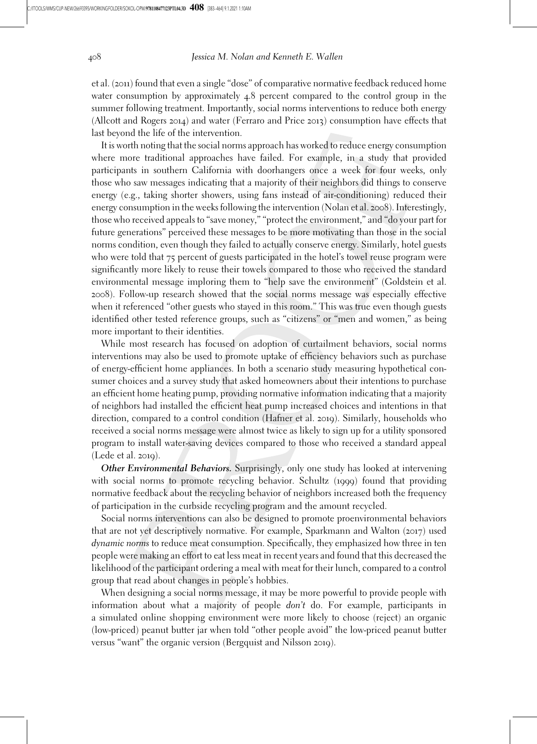et al. (2011) found that even a single "dose" of comparative normative feedback reduced home water consumption by approximately 4.8 percent compared to the control group in the summer following treatment. Importantly, social norms interventions to reduce both energy (Allcott and Rogers 2014) and water (Ferraro and Price 2013) consumption have effects that last beyond the life of the intervention.

It is worth noting that the social norms approach has worked to reduce energy consumption where more traditional approaches have failed. For example, in a study that provided participants in southern California with doorhangers once a week for four weeks, only those who saw messages indicating that a majority of their neighbors did things to conserve energy (e.g., taking shorter showers, using fans instead of air-conditioning) reduced their energy consumption in the weeks following the intervention (Nolan et al. 2008). Interestingly, those who received appeals to "save money," "protect the environment," and "do your part for future generations" perceived these messages to be more motivating than those in the social norms condition, even though they failed to actually conserve energy. Similarly, hotel guests who were told that 75 percent of guests participated in the hotel's towel reuse program were significantly more likely to reuse their towels compared to those who received the standard environmental message imploring them to "help save the environment" (Goldstein et al. 2008). Follow-up research showed that the social norms message was especially effective when it referenced "other guests who stayed in this room." This was true even though guests identified other tested reference groups, such as "citizens" or "men and women," as being more important to their identities.

While most research has focused on adoption of curtailment behaviors, social norms interventions may also be used to promote uptake of efficiency behaviors such as purchase of energy-efficient home appliances. In both a scenario study measuring hypothetical consumer choices and a survey study that asked homeowners about their intentions to purchase an efficient home heating pump, providing normative information indicating that a majority of neighbors had installed the efficient heat pump increased choices and intentions in that direction, compared to a control condition (Hafner et al. 2019). Similarly, households who received a social norms message were almost twice as likely to sign up for a utility sponsored program to install water-saving devices compared to those who received a standard appeal (Lede et al. 2019).

***Other Environmental Behaviors.*** Surprisingly, only one study has looked at intervening with social norms to promote recycling behavior. Schultz (1999) found that providing normative feedback about the recycling behavior of neighbors increased both the frequency of participation in the curbside recycling program and the amount recycled.

Social norms interventions can also be designed to promote proenvironmental behaviors that are not yet descriptively normative. For example, Sparkmann and Walton (2017) used *dynamic norms* to reduce meat consumption. Specifically, they emphasized how three in ten people were making an effort to eat less meat in recent years and found that this decreased the likelihood of the participant ordering a meal with meat for their lunch, compared to a control group that read about changes in people's hobbies.

When designing a social norms message, it may be more powerful to provide people with information about what a majority of people *don't* do. For example, participants in a simulated online shopping environment were more likely to choose (reject) an organic (low-priced) peanut butter jar when told "other people avoid" the low-priced peanut butter versus "want" the organic version (Bergquist and Nilsson 2019).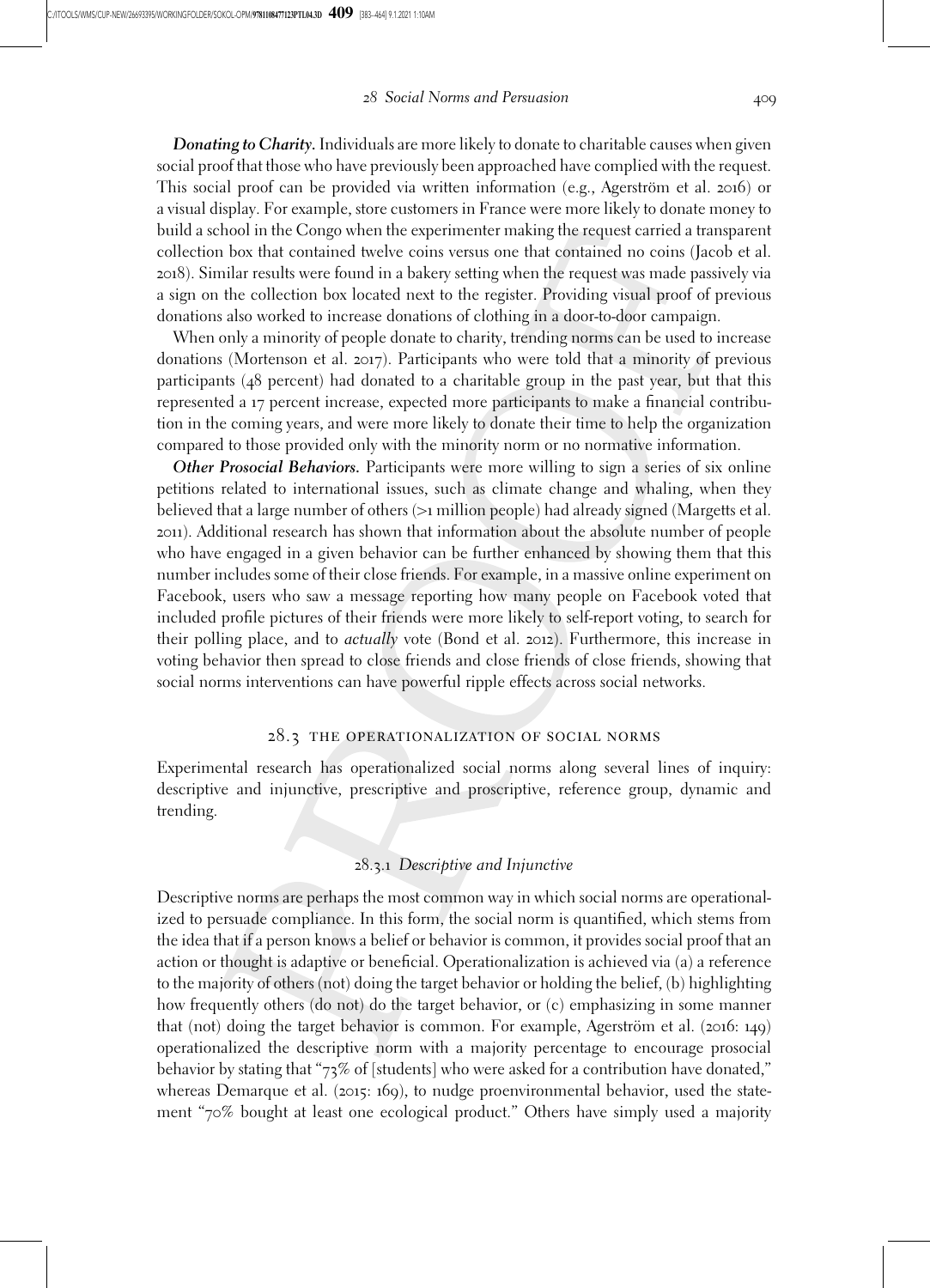***Donating to Charity.*** Individuals are more likely to donate to charitable causes when given social proof that those who have previously been approached have complied with the request. This social proof can be provided via written information (e.g., Agerström et al. 2016) or a visual display. For example, store customers in France were more likely to donate money to build a school in the Congo when the experimenter making the request carried a transparent collection box that contained twelve coins versus one that contained no coins (Jacob et al. 2018). Similar results were found in a bakery setting when the request was made passively via a sign on the collection box located next to the register. Providing visual proof of previous donations also worked to increase donations of clothing in a door-to-door campaign.

When only a minority of people donate to charity, trending norms can be used to increase donations (Mortenson et al. 2017). Participants who were told that a minority of previous participants (48 percent) had donated to a charitable group in the past year, but that this represented a 17 percent increase, expected more participants to make a financial contribution in the coming years, and were more likely to donate their time to help the organization compared to those provided only with the minority norm or no normative information.

***Other Prosocial Behaviors.*** Participants were more willing to sign a series of six online petitions related to international issues, such as climate change and whaling, when they believed that a large number of others (>1 million people) had already signed (Margetts et al. 2011). Additional research has shown that information about the absolute number of people who have engaged in a given behavior can be further enhanced by showing them that this number includes some of their close friends. For example, in a massive online experiment on Facebook, users who saw a message reporting how many people on Facebook voted that included profile pictures of their friends were more likely to self-report voting, to search for their polling place, and to *actually* vote (Bond et al. 2012). Furthermore, this increase in voting behavior then spread to close friends and close friends of close friends, showing that social norms interventions can have powerful ripple effects across social networks.

## 28.3 The Operationalization of Social Norms

Experimental research has operationalized social norms along several lines of inquiry: descriptive and injunctive, prescriptive and proscriptive, reference group, dynamic and trending.

### 28.3.1 *Descriptive and Injunctive*

Descriptive norms are perhaps the most common way in which social norms are operationalized to persuade compliance. In this form, the social norm is quantified, which stems from the idea that if a person knows a belief or behavior is common, it provides social proof that an action or thought is adaptive or beneficial. Operationalization is achieved via (a) a reference to the majority of others (not) doing the target behavior or holding the belief, (b) highlighting how frequently others (do not) do the target behavior, or (c) emphasizing in some manner that (not) doing the target behavior is common. For example, Agerström et al. (2016: 149) operationalized the descriptive norm with a majority percentage to encourage prosocial behavior by stating that "73% of [students] who were asked for a contribution have donated," whereas Demarque et al. (2015: 169), to nudge proenvironmental behavior, used the statement "70% bought at least one ecological product." Others have simply used a majority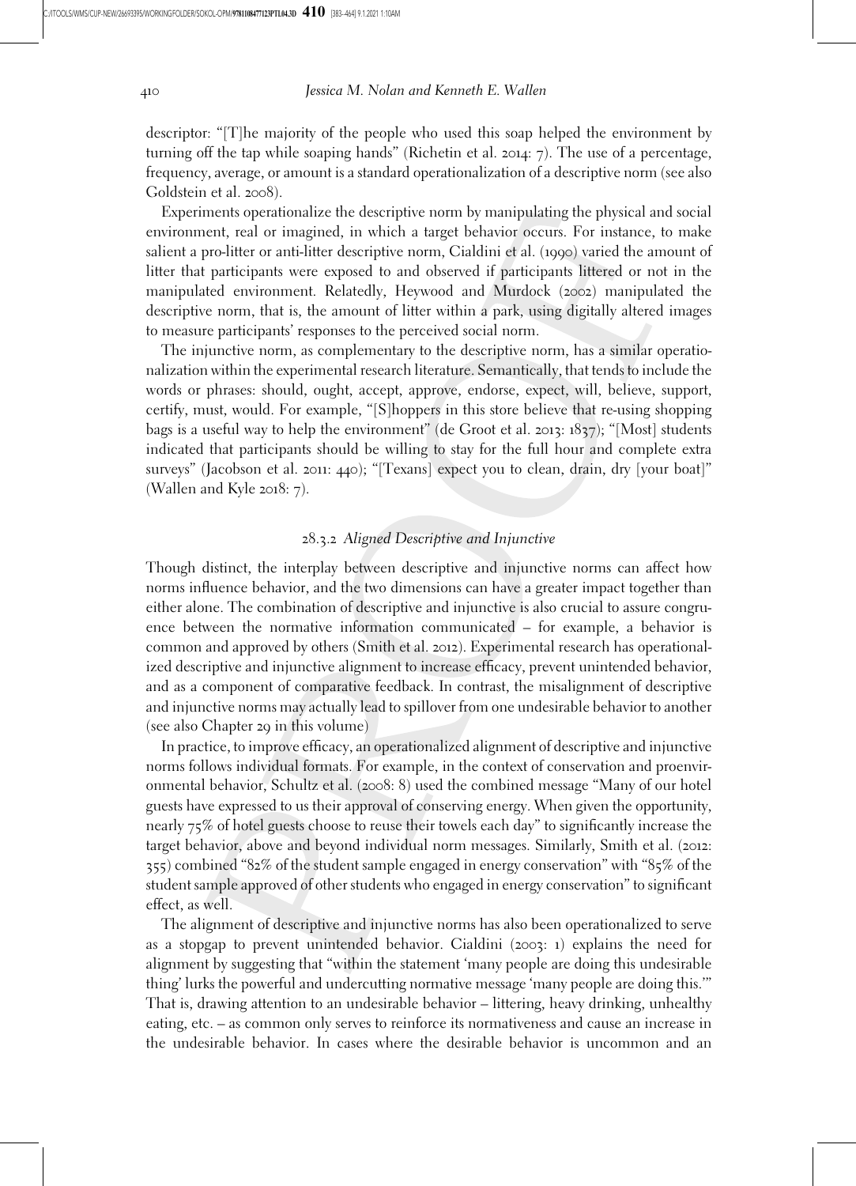descriptor: "[T]he majority of the people who used this soap helped the environment by turning off the tap while soaping hands" (Richetin et al. 2014: 7). The use of a percentage, frequency, average, or amount is a standard operationalization of a descriptive norm (see also Goldstein et al. 2008).

Experiments operationalize the descriptive norm by manipulating the physical and social environment, real or imagined, in which a target behavior occurs. For instance, to make salient a pro-litter or anti-litter descriptive norm, Cialdini et al. (1990) varied the amount of litter that participants were exposed to and observed if participants littered or not in the manipulated environment. Relatedly, Heywood and Murdock (2002) manipulated the descriptive norm, that is, the amount of litter within a park, using digitally altered images to measure participants' responses to the perceived social norm.

The injunctive norm, as complementary to the descriptive norm, has a similar operationalization within the experimental research literature. Semantically, that tends to include the words or phrases: should, ought, accept, approve, endorse, expect, will, believe, support, certify, must, would. For example, "[S]hoppers in this store believe that re-using shopping bags is a useful way to help the environment" (de Groot et al. 2013: 1837); "[Most] students indicated that participants should be willing to stay for the full hour and complete extra surveys" (Jacobson et al. 2011: 440); "[Texans] expect you to clean, drain, dry [your boat]" (Wallen and Kyle 2018: 7).

### 28.3.2 *Aligned Descriptive and Injunctive*

Though distinct, the interplay between descriptive and injunctive norms can affect how norms influence behavior, and the two dimensions can have a greater impact together than either alone. The combination of descriptive and injunctive is also crucial to assure congruence between the normative information communicated – for example, a behavior is common and approved by others (Smith et al. 2012). Experimental research has operationalized descriptive and injunctive alignment to increase efficacy, prevent unintended behavior, and as a component of comparative feedback. In contrast, the misalignment of descriptive and injunctive norms may actually lead to spillover from one undesirable behavior to another (see also Chapter 29 in this volume)

In practice, to improve efficacy, an operationalized alignment of descriptive and injunctive norms follows individual formats. For example, in the context of conservation and proenvironmental behavior, Schultz et al. (2008: 8) used the combined message "Many of our hotel guests have expressed to us their approval of conserving energy. When given the opportunity, nearly 75% of hotel guests choose to reuse their towels each day" to significantly increase the target behavior, above and beyond individual norm messages. Similarly, Smith et al. (2012: 355) combined "82% of the student sample engaged in energy conservation" with "85% of the student sample approved of other students who engaged in energy conservation" to significant effect, as well.

The alignment of descriptive and injunctive norms has also been operationalized to serve as a stopgap to prevent unintended behavior. Cialdini (2003: 1) explains the need for alignment by suggesting that "within the statement 'many people are doing this undesirable thing' lurks the powerful and undercutting normative message 'many people are doing this.'" That is, drawing attention to an undesirable behavior – littering, heavy drinking, unhealthy eating, etc. – as common only serves to reinforce its normativeness and cause an increase in the undesirable behavior. In cases where the desirable behavior is uncommon and an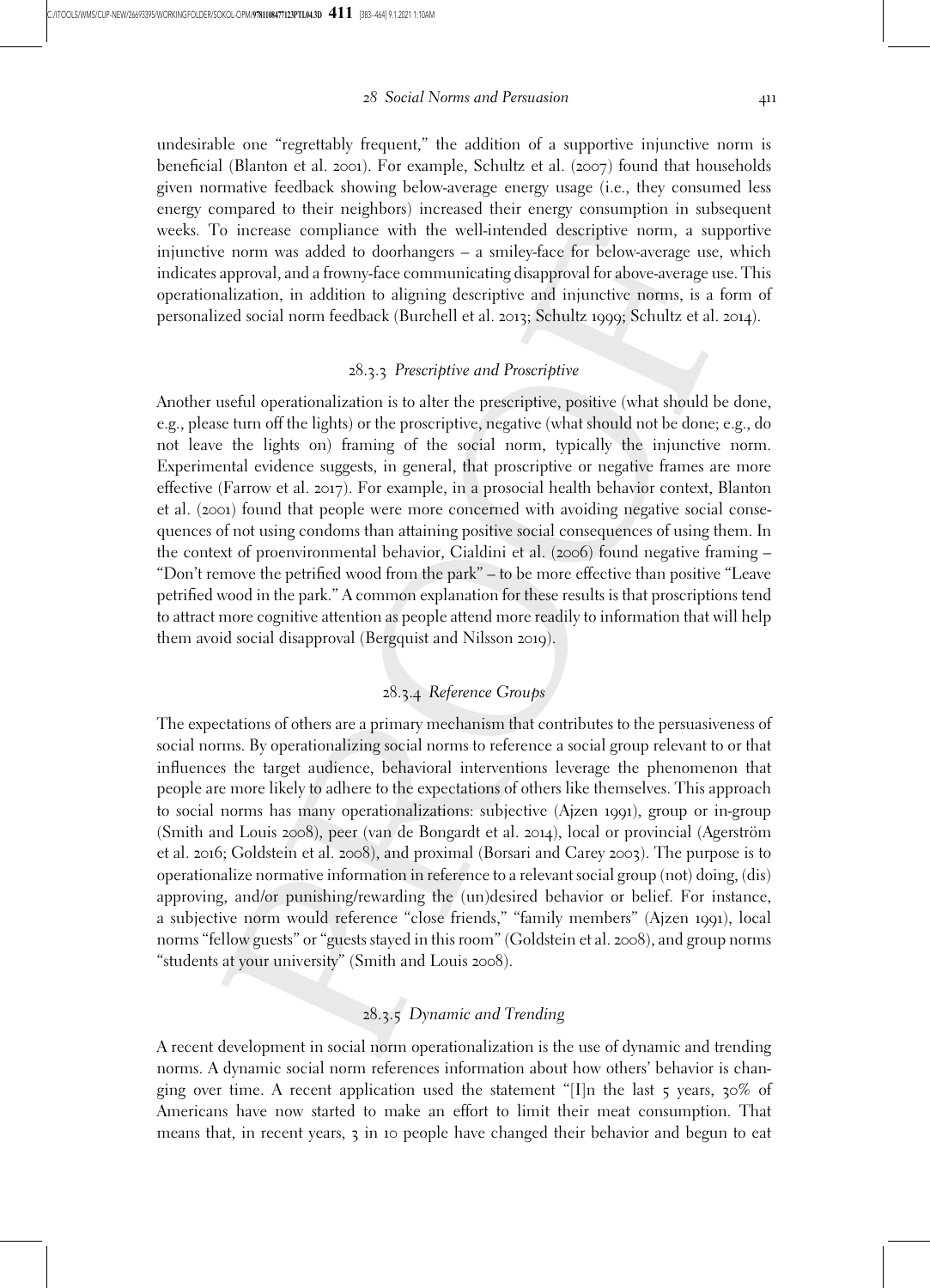undesirable one "regrettably frequent," the addition of a supportive injunctive norm is beneficial (Blanton et al. 2001). For example, Schultz et al. (2007) found that households given normative feedback showing below-average energy usage (i.e., they consumed less energy compared to their neighbors) increased their energy consumption in subsequent weeks. To increase compliance with the well-intended descriptive norm, a supportive injunctive norm was added to doorhangers – a smiley-face for below-average use, which indicates approval, and a frowny-face communicating disapproval for above-average use. This operationalization, in addition to aligning descriptive and injunctive norms, is a form of personalized social norm feedback (Burchell et al. 2013; Schultz 1999; Schultz et al. 2014).

### 28.3.3 *Prescriptive and Proscriptive*

Another useful operationalization is to alter the prescriptive, positive (what should be done, e.g., please turn off the lights) or the proscriptive, negative (what should not be done; e.g., do not leave the lights on) framing of the social norm, typically the injunctive norm. Experimental evidence suggests, in general, that proscriptive or negative frames are more effective (Farrow et al. 2017). For example, in a prosocial health behavior context, Blanton et al. (2001) found that people were more concerned with avoiding negative social consequences of not using condoms than attaining positive social consequences of using them. In the context of proenvironmental behavior, Cialdini et al. (2006) found negative framing – "Don't remove the petrified wood from the park" – to be more effective than positive "Leave petrified wood in the park." A common explanation for these results is that proscriptions tend to attract more cognitive attention as people attend more readily to information that will help them avoid social disapproval (Bergquist and Nilsson 2019).

### 28.3.4 *Reference Groups*

The expectations of others are a primary mechanism that contributes to the persuasiveness of social norms. By operationalizing social norms to reference a social group relevant to or that influences the target audience, behavioral interventions leverage the phenomenon that people are more likely to adhere to the expectations of others like themselves. This approach to social norms has many operationalizations: subjective (Ajzen 1991), group or in-group (Smith and Louis 2008), peer (van de Bongardt et al. 2014), local or provincial (Agerström et al. 2016; Goldstein et al. 2008), and proximal (Borsari and Carey 2003). The purpose is to operationalize normative information in reference to a relevant social group (not) doing, (dis) approving, and/or punishing/rewarding the (un)desired behavior or belief. For instance, a subjective norm would reference "close friends," "family members" (Ajzen 1991), local norms "fellow guests" or "guests stayed in this room" (Goldstein et al. 2008), and group norms "students at your university" (Smith and Louis 2008).

### 28.3.5 *Dynamic and Trending*

A recent development in social norm operationalization is the use of dynamic and trending norms. A dynamic social norm references information about how others' behavior is changing over time. A recent application used the statement "[I]n the last 5 years, 30% of Americans have now started to make an effort to limit their meat consumption. That means that, in recent years, 3 in 10 people have changed their behavior and begun to eat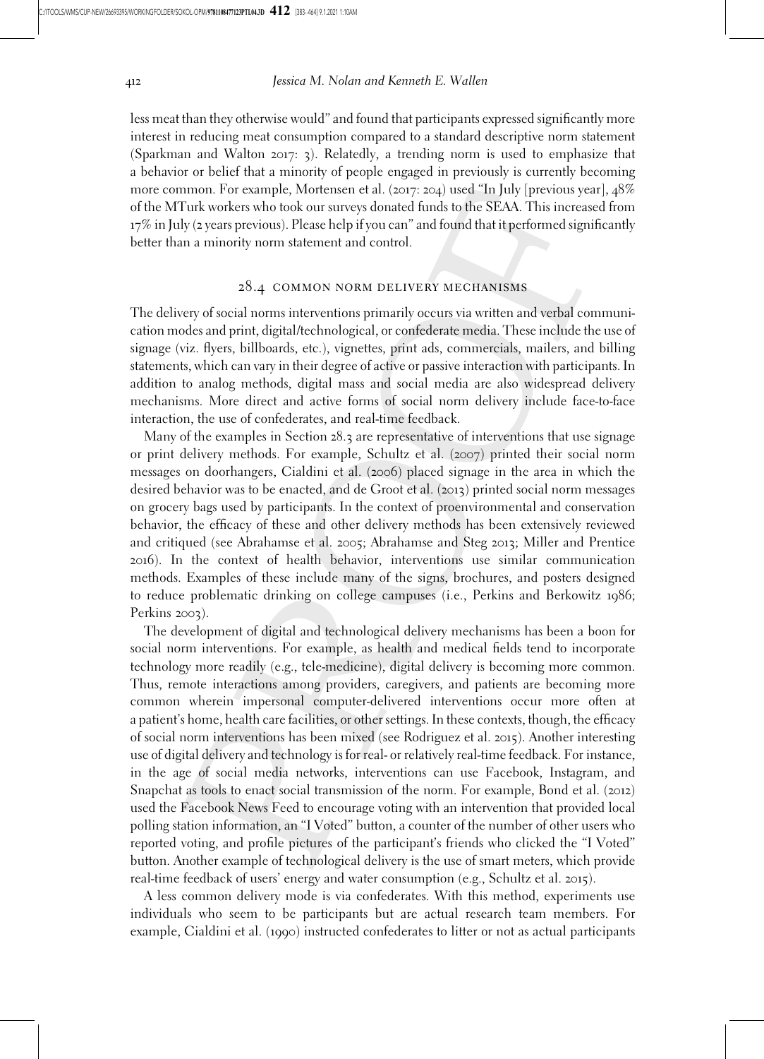less meat than they otherwise would" and found that participants expressed significantly more interest in reducing meat consumption compared to a standard descriptive norm statement (Sparkman and Walton 2017: 3). Relatedly, a trending norm is used to emphasize that a behavior or belief that a minority of people engaged in previously is currently becoming more common. For example, Mortensen et al. (2017: 204) used "In July [previous year], 48% of the MTurk workers who took our surveys donated funds to the SEAA. This increased from 17% in July (2 years previous). Please help if you can" and found that it performed significantly better than a minority norm statement and control.

## 28.4 COMMON NORM DELIVERY MECHANISMS

The delivery of social norms interventions primarily occurs via written and verbal communication modes and print, digital/technological, or confederate media. These include the use of signage (viz. flyers, billboards, etc.), vignettes, print ads, commercials, mailers, and billing statements, which can vary in their degree of active or passive interaction with participants. In addition to analog methods, digital mass and social media are also widespread delivery mechanisms. More direct and active forms of social norm delivery include face-to-face interaction, the use of confederates, and real-time feedback.

Many of the examples in Section 28.3 are representative of interventions that use signage or print delivery methods. For example, Schultz et al. (2007) printed their social norm messages on doorhangers, Cialdini et al. (2006) placed signage in the area in which the desired behavior was to be enacted, and de Groot et al. (2013) printed social norm messages on grocery bags used by participants. In the context of proenvironmental and conservation behavior, the efficacy of these and other delivery methods has been extensively reviewed and critiqued (see Abrahamse et al. 2005; Abrahamse and Steg 2013; Miller and Prentice 2016). In the context of health behavior, interventions use similar communication methods. Examples of these include many of the signs, brochures, and posters designed to reduce problematic drinking on college campuses (i.e., Perkins and Berkowitz 1986; Perkins 2003).

The development of digital and technological delivery mechanisms has been a boon for social norm interventions. For example, as health and medical fields tend to incorporate technology more readily (e.g., tele-medicine), digital delivery is becoming more common. Thus, remote interactions among providers, caregivers, and patients are becoming more common wherein impersonal computer-delivered interventions occur more often at a patient's home, health care facilities, or other settings. In these contexts, though, the efficacy of social norm interventions has been mixed (see Rodriguez et al. 2015). Another interesting use of digital delivery and technology is for real- or relatively real-time feedback. For instance, in the age of social media networks, interventions can use Facebook, Instagram, and Snapchat as tools to enact social transmission of the norm. For example, Bond et al. (2012) used the Facebook News Feed to encourage voting with an intervention that provided local polling station information, an "I Voted" button, a counter of the number of other users who reported voting, and profile pictures of the participant's friends who clicked the "I Voted" button. Another example of technological delivery is the use of smart meters, which provide real-time feedback of users' energy and water consumption (e.g., Schultz et al. 2015).

A less common delivery mode is via confederates. With this method, experiments use individuals who seem to be participants but are actual research team members. For example, Cialdini et al. (1990) instructed confederates to litter or not as actual participants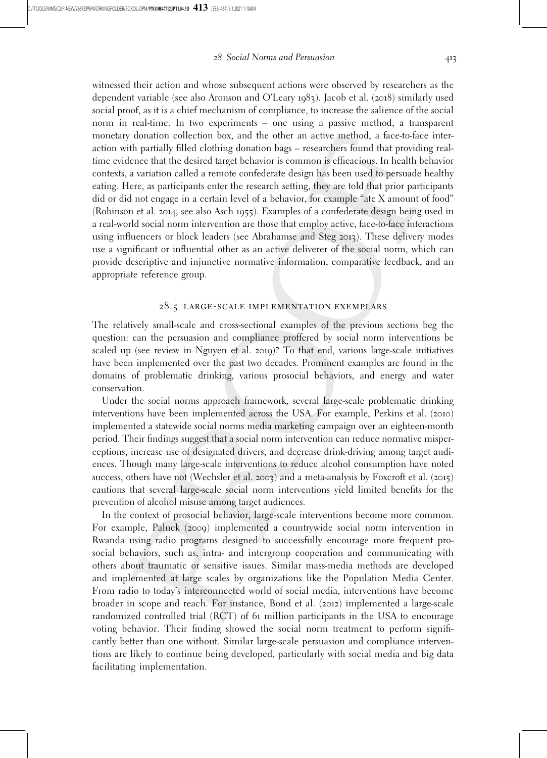witnessed their action and whose subsequent actions were observed by researchers as the dependent variable (see also Aronson and O'Leary 1983). Jacob et al. (2018) similarly used social proof, as it is a chief mechanism of compliance, to increase the salience of the social norm in real-time. In two experiments – one using a passive method, a transparent monetary donation collection box, and the other an active method, a face-to-face interaction with partially filled clothing donation bags – researchers found that providing real-time evidence that the desired target behavior is common is efficacious. In health behavior contexts, a variation called a remote confederate design has been used to persuade healthy eating. Here, as participants enter the research setting, they are told that prior participants did or did not engage in a certain level of a behavior, for example "ate X amount of food" (Robinson et al. 2014; see also Asch 1955). Examples of a confederate design being used in a real-world social norm intervention are those that employ active, face-to-face interactions using influencers or block leaders (see Abrahamse and Steg 2013). These delivery modes use a significant or influential other as an active deliverer of the social norm, which can provide descriptive and injunctive normative information, comparative feedback, and an appropriate reference group.

## 28.5 LARGE-SCALE IMPLEMENTATION EXEMPLARS

The relatively small-scale and cross-sectional examples of the previous sections beg the question: can the persuasion and compliance proffered by social norm interventions be scaled up (see review in Nguyen et al. 2019)? To that end, various large-scale initiatives have been implemented over the past two decades. Prominent examples are found in the domains of problematic drinking, various prosocial behaviors, and energy and water conservation.

Under the social norms approach framework, several large-scale problematic drinking interventions have been implemented across the USA. For example, Perkins et al. (2010) implemented a statewide social norms media marketing campaign over an eighteen-month period. Their findings suggest that a social norm intervention can reduce normative misperceptions, increase use of designated drivers, and decrease drink-driving among target audiences. Though many large-scale interventions to reduce alcohol consumption have noted success, others have not (Wechsler et al. 2003) and a meta-analysis by Foxcroft et al. (2015) cautions that several large-scale social norm interventions yield limited benefits for the prevention of alcohol misuse among target audiences.

In the context of prosocial behavior, large-scale interventions become more common. For example, Paluck (2009) implemented a countrywide social norm intervention in Rwanda using radio programs designed to successfully encourage more frequent prosocial behaviors, such as, intra- and intergroup cooperation and communicating with others about traumatic or sensitive issues. Similar mass-media methods are developed and implemented at large scales by organizations like the Population Media Center. From radio to today's interconnected world of social media, interventions have become broader in scope and reach. For instance, Bond et al. (2012) implemented a large-scale randomized controlled trial (RCT) of 61 million participants in the USA to encourage voting behavior. Their finding showed the social norm treatment to perform significantly better than one without. Similar large-scale persuasion and compliance interventions are likely to continue being developed, particularly with social media and big data facilitating implementation.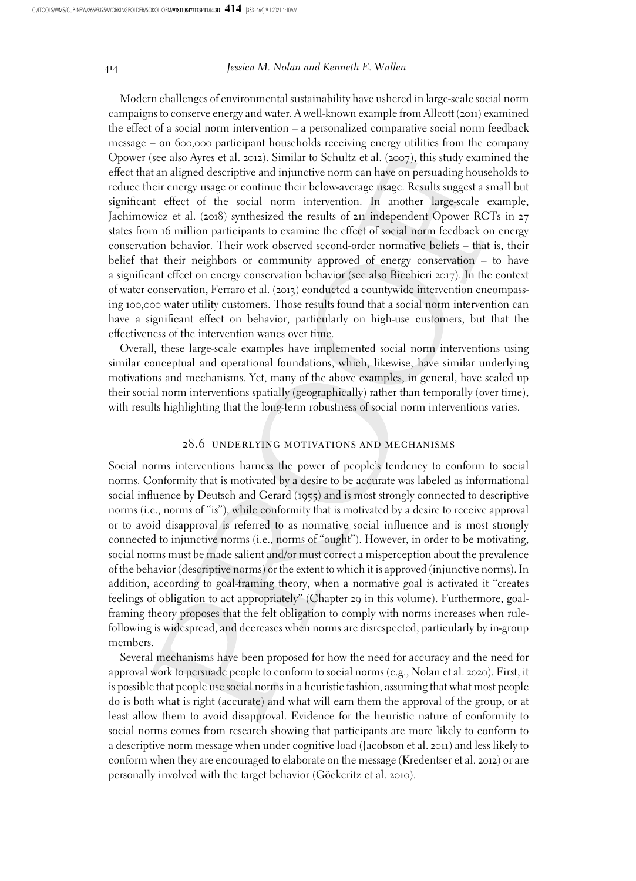Modern challenges of environmental sustainability have ushered in large-scale social norm campaigns to conserve energy and water. A well-known example from Allcott (2011) examined the effect of a social norm intervention – a personalized comparative social norm feedback message – on 600,000 participant households receiving energy utilities from the company Opower (see also Ayres et al. 2012). Similar to Schultz et al. (2007), this study examined the effect that an aligned descriptive and injunctive norm can have on persuading households to reduce their energy usage or continue their below-average usage. Results suggest a small but significant effect of the social norm intervention. In another large-scale example, Jachimowicz et al. (2018) synthesized the results of 211 independent Opower RCTs in 27 states from 16 million participants to examine the effect of social norm feedback on energy conservation behavior. Their work observed second-order normative beliefs – that is, their belief that their neighbors or community approved of energy conservation – to have a significant effect on energy conservation behavior (see also Bicchieri 2017). In the context of water conservation, Ferraro et al. (2013) conducted a countywide intervention encompassing 100,000 water utility customers. Those results found that a social norm intervention can have a significant effect on behavior, particularly on high-use customers, but that the effectiveness of the intervention wanes over time.

Overall, these large-scale examples have implemented social norm interventions using similar conceptual and operational foundations, which, likewise, have similar underlying motivations and mechanisms. Yet, many of the above examples, in general, have scaled up their social norm interventions spatially (geographically) rather than temporally (over time), with results highlighting that the long-term robustness of social norm interventions varies.

## 28.6 UNDERLYING MOTIVATIONS AND MECHANISMS

Social norms interventions harness the power of people's tendency to conform to social norms. Conformity that is motivated by a desire to be accurate was labeled as informational social influence by Deutsch and Gerard (1955) and is most strongly connected to descriptive norms (i.e., norms of "is"), while conformity that is motivated by a desire to receive approval or to avoid disapproval is referred to as normative social influence and is most strongly connected to injunctive norms (i.e., norms of "ought"). However, in order to be motivating, social norms must be made salient and/or must correct a misperception about the prevalence of the behavior (descriptive norms) or the extent to which it is approved (injunctive norms). In addition, according to goal-framing theory, when a normative goal is activated it "creates feelings of obligation to act appropriately" (Chapter 29 in this volume). Furthermore, goal-framing theory proposes that the felt obligation to comply with norms increases when rule-following is widespread, and decreases when norms are disrespected, particularly by in-group members.

Several mechanisms have been proposed for how the need for accuracy and the need for approval work to persuade people to conform to social norms (e.g., Nolan et al. 2020). First, it is possible that people use social norms in a heuristic fashion, assuming that what most people do is both what is right (accurate) and what will earn them the approval of the group, or at least allow them to avoid disapproval. Evidence for the heuristic nature of conformity to social norms comes from research showing that participants are more likely to conform to a descriptive norm message when under cognitive load (Jacobson et al. 2011) and less likely to conform when they are encouraged to elaborate on the message (Kredentser et al. 2012) or are personally involved with the target behavior (Göckeritz et al. 2010).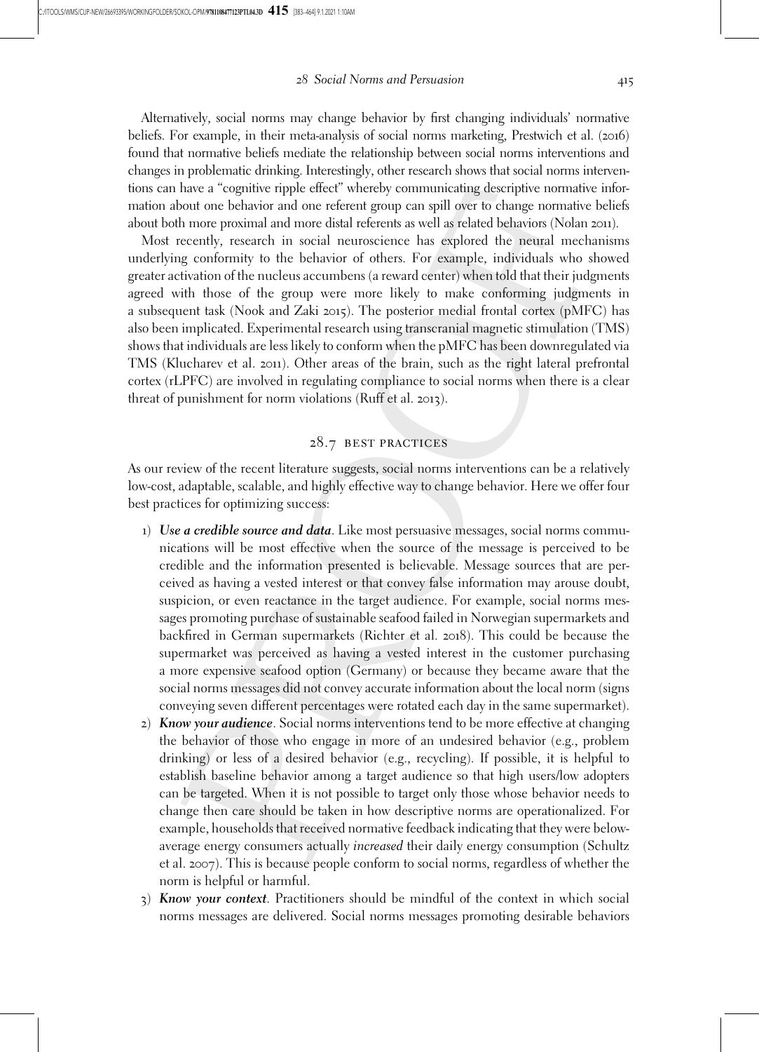Alternatively, social norms may change behavior by first changing individuals' normative beliefs. For example, in their meta-analysis of social norms marketing, Prestwich et al. (2016) found that normative beliefs mediate the relationship between social norms interventions and changes in problematic drinking. Interestingly, other research shows that social norms interventions can have a "cognitive ripple effect" whereby communicating descriptive normative information about one behavior and one referent group can spill over to change normative beliefs about both more proximal and more distal referents as well as related behaviors (Nolan 2011).

Most recently, research in social neuroscience has explored the neural mechanisms underlying conformity to the behavior of others. For example, individuals who showed greater activation of the nucleus accumbens (a reward center) when told that their judgments agreed with those of the group were more likely to make conforming judgments in a subsequent task (Nook and Zaki 2015). The posterior medial frontal cortex (pMFC) has also been implicated. Experimental research using transcranial magnetic stimulation (TMS) shows that individuals are less likely to conform when the pMFC has been downregulated via TMS (Klucharev et al. 2011). Other areas of the brain, such as the right lateral prefrontal cortex (rLPFC) are involved in regulating compliance to social norms when there is a clear threat of punishment for norm violations (Ruff et al. 2013).

## 28.7 BEST PRACTICES

As our review of the recent literature suggests, social norms interventions can be a relatively low-cost, adaptable, scalable, and highly effective way to change behavior. Here we offer four best practices for optimizing success:

1) ***Use a credible source and data***. Like most persuasive messages, social norms communications will be most effective when the source of the message is perceived to be credible and the information presented is believable. Message sources that are perceived as having a vested interest or that convey false information may arouse doubt, suspicion, or even reactance in the target audience. For example, social norms messages promoting purchase of sustainable seafood failed in Norwegian supermarkets and backfired in German supermarkets (Richter et al. 2018). This could be because the supermarket was perceived as having a vested interest in the customer purchasing a more expensive seafood option (Germany) or because they became aware that the social norms messages did not convey accurate information about the local norm (signs conveying seven different percentages were rotated each day in the same supermarket).
2) ***Know your audience***. Social norms interventions tend to be more effective at changing the behavior of those who engage in more of an undesired behavior (e.g., problem drinking) or less of a desired behavior (e.g., recycling). If possible, it is helpful to establish baseline behavior among a target audience so that high users/low adopters can be targeted. When it is not possible to target only those whose behavior needs to change then care should be taken in how descriptive norms are operationalized. For example, households that received normative feedback indicating that they were below-average energy consumers actually *increased* their daily energy consumption (Schultz et al. 2007). This is because people conform to social norms, regardless of whether the norm is helpful or harmful.
3) ***Know your context***. Practitioners should be mindful of the context in which social norms messages are delivered. Social norms messages promoting desirable behaviors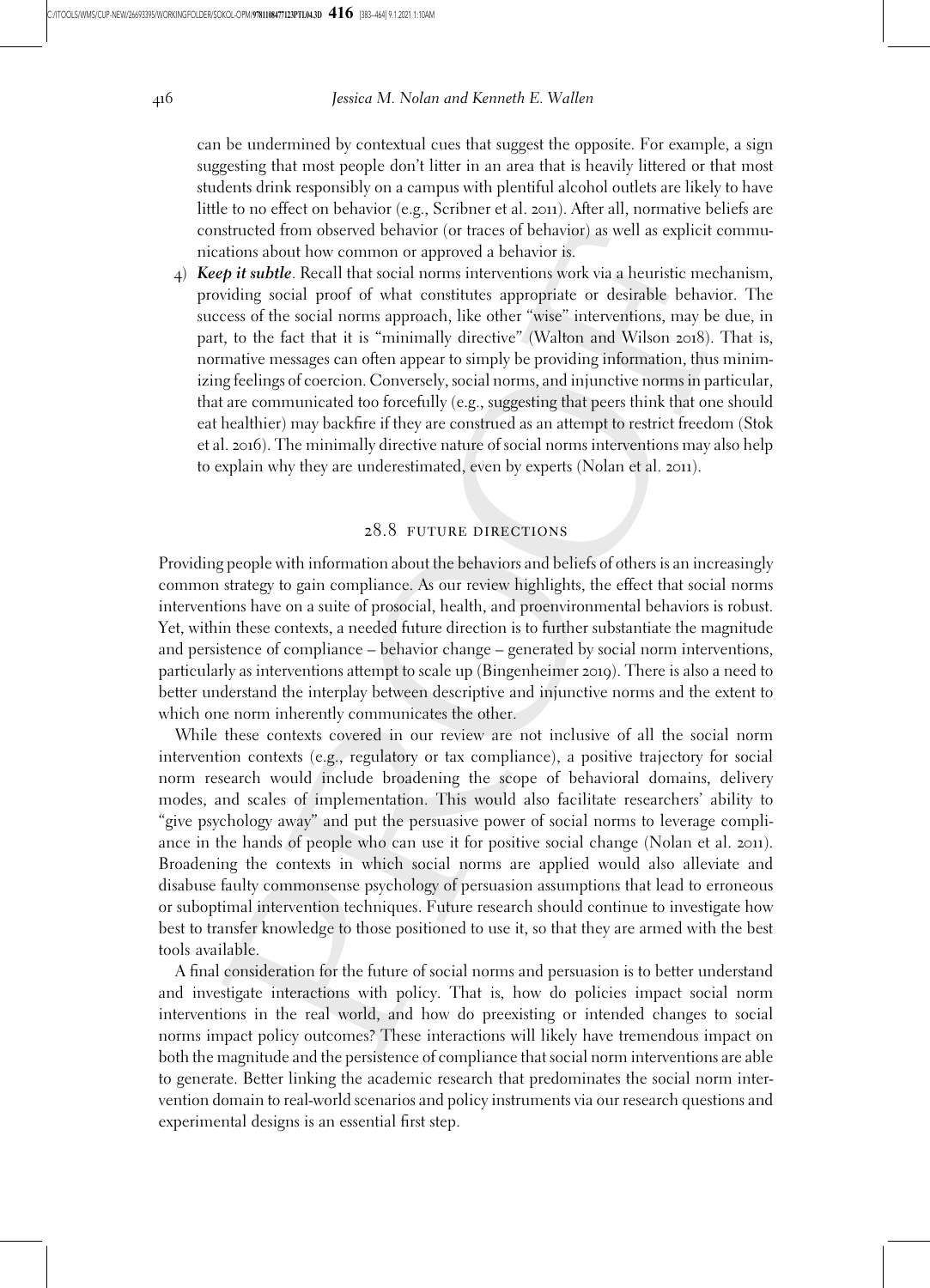can be undermined by contextual cues that suggest the opposite. For example, a sign suggesting that most people don't litter in an area that is heavily littered or that most students drink responsibly on a campus with plentiful alcohol outlets are likely to have little to no effect on behavior (e.g., Scribner et al. 2011). After all, normative beliefs are constructed from observed behavior (or traces of behavior) as well as explicit communications about how common or approved a behavior is.

4) ***Keep it subtle***. Recall that social norms interventions work via a heuristic mechanism, providing social proof of what constitutes appropriate or desirable behavior. The success of the social norms approach, like other "wise" interventions, may be due, in part, to the fact that it is "minimally directive" (Walton and Wilson 2018). That is, normative messages can often appear to simply be providing information, thus minimizing feelings of coercion. Conversely, social norms, and injunctive norms in particular, that are communicated too forcefully (e.g., suggesting that peers think that one should eat healthier) may backfire if they are construed as an attempt to restrict freedom (Stok et al. 2016). The minimally directive nature of social norms interventions may also help to explain why they are underestimated, even by experts (Nolan et al. 2011).

## 28.8 Future Directions

Providing people with information about the behaviors and beliefs of others is an increasingly common strategy to gain compliance. As our review highlights, the effect that social norms interventions have on a suite of prosocial, health, and proenvironmental behaviors is robust. Yet, within these contexts, a needed future direction is to further substantiate the magnitude and persistence of compliance – behavior change – generated by social norm interventions, particularly as interventions attempt to scale up (Bingenheimer 2019). There is also a need to better understand the interplay between descriptive and injunctive norms and the extent to which one norm inherently communicates the other.

While these contexts covered in our review are not inclusive of all the social norm intervention contexts (e.g., regulatory or tax compliance), a positive trajectory for social norm research would include broadening the scope of behavioral domains, delivery modes, and scales of implementation. This would also facilitate researchers' ability to "give psychology away" and put the persuasive power of social norms to leverage compliance in the hands of people who can use it for positive social change (Nolan et al. 2011). Broadening the contexts in which social norms are applied would also alleviate and disabuse faulty commonsense psychology of persuasion assumptions that lead to erroneous or suboptimal intervention techniques. Future research should continue to investigate how best to transfer knowledge to those positioned to use it, so that they are armed with the best tools available.

A final consideration for the future of social norms and persuasion is to better understand and investigate interactions with policy. That is, how do policies impact social norm interventions in the real world, and how do preexisting or intended changes to social norms impact policy outcomes? These interactions will likely have tremendous impact on both the magnitude and the persistence of compliance that social norm interventions are able to generate. Better linking the academic research that predominates the social norm intervention domain to real-world scenarios and policy instruments via our research questions and experimental designs is an essential first step.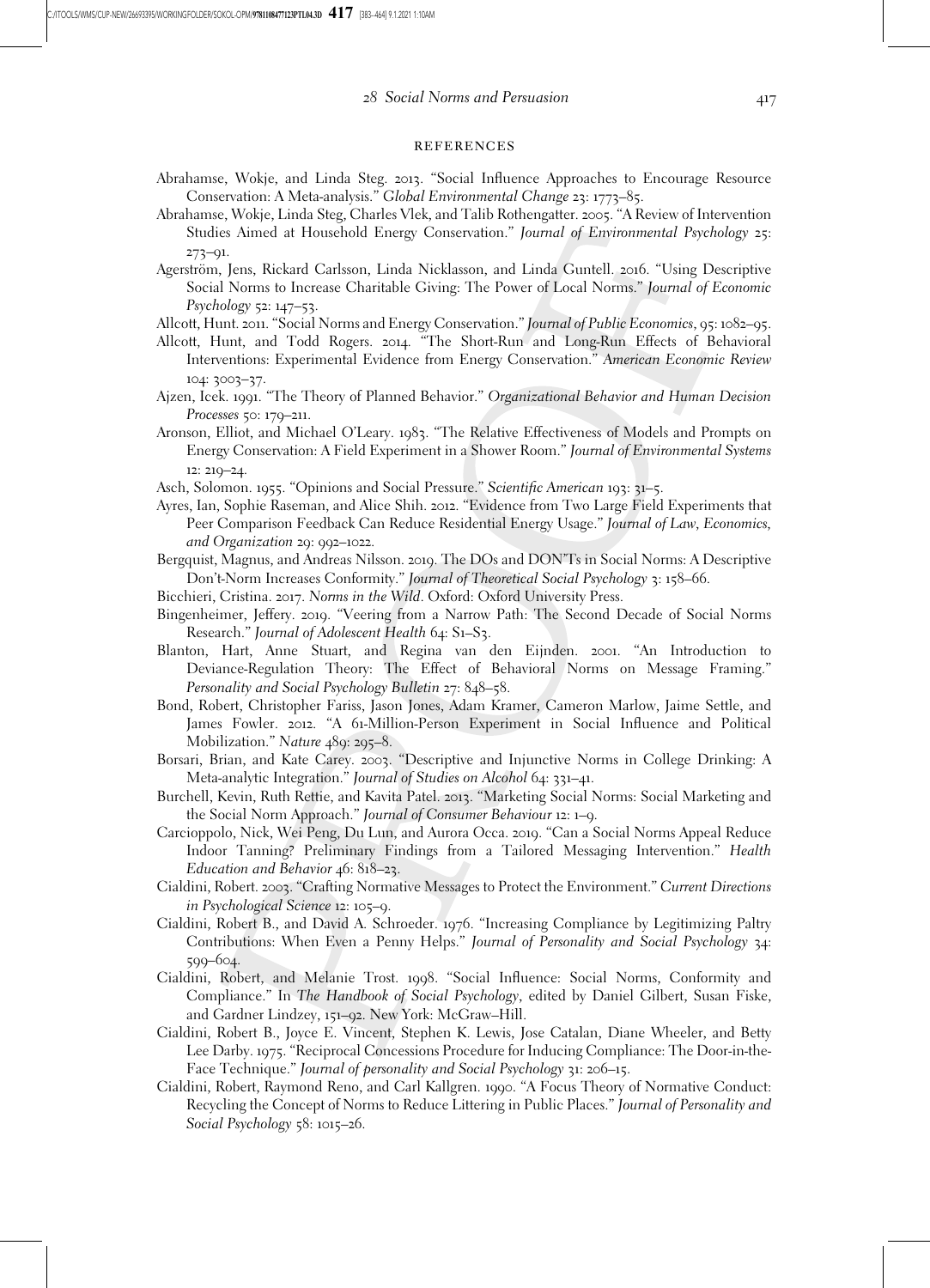## REFERENCES

Abrahamse, Wokje, and Linda Steg. 2013. "Social Influence Approaches to Encourage Resource Conservation: A Meta-analysis." *Global Environmental Change* 23: 1773–85.

Abrahamse, Wokje, Linda Steg, Charles Vlek, and Talib Rothengatter. 2005. "A Review of Intervention Studies Aimed at Household Energy Conservation." *Journal of Environmental Psychology* 25: 273–91.

Agerström, Jens, Rickard Carlsson, Linda Nicklasson, and Linda Guntell. 2016. "Using Descriptive Social Norms to Increase Charitable Giving: The Power of Local Norms." *Journal of Economic Psychology* 52: 147–53.

Allcott, Hunt. 2011. "Social Norms and Energy Conservation." *Journal of Public Economics*, 95: 1082–95.

Allcott, Hunt, and Todd Rogers. 2014. "The Short-Run and Long-Run Effects of Behavioral Interventions: Experimental Evidence from Energy Conservation." *American Economic Review* 104: 3003–37.

Ajzen, Icek. 1991. "The Theory of Planned Behavior." *Organizational Behavior and Human Decision Processes* 50: 179–211.

Aronson, Elliot, and Michael O'Leary. 1983. "The Relative Effectiveness of Models and Prompts on Energy Conservation: A Field Experiment in a Shower Room." *Journal of Environmental Systems* 12: 219–24.

Asch, Solomon. 1955. "Opinions and Social Pressure." *Scientific American* 193: 31–5.

Ayres, Ian, Sophie Raseman, and Alice Shih. 2012. "Evidence from Two Large Field Experiments that Peer Comparison Feedback Can Reduce Residential Energy Usage." *Journal of Law, Economics, and Organization* 29: 992–1022.

Bergquist, Magnus, and Andreas Nilsson. 2019. The DOs and DON'Ts in Social Norms: A Descriptive Don't-Norm Increases Conformity." *Journal of Theoretical Social Psychology* 3: 158–66.

Bicchieri, Cristina. 2017. *Norms in the Wild*. Oxford: Oxford University Press.

Bingenheimer, Jeffery. 2019. "Veering from a Narrow Path: The Second Decade of Social Norms Research." *Journal of Adolescent Health* 64: S1–S3.

Blanton, Hart, Anne Stuart, and Regina van den Eijnden. 2001. "An Introduction to Deviance-Regulation Theory: The Effect of Behavioral Norms on Message Framing." *Personality and Social Psychology Bulletin* 27: 848–58.

Bond, Robert, Christopher Fariss, Jason Jones, Adam Kramer, Cameron Marlow, Jaime Settle, and James Fowler. 2012. "A 61-Million-Person Experiment in Social Influence and Political Mobilization." *Nature* 489: 295–8.

Borsari, Brian, and Kate Carey. 2003. "Descriptive and Injunctive Norms in College Drinking: A Meta-analytic Integration." *Journal of Studies on Alcohol* 64: 331–41.

Burchell, Kevin, Ruth Rettie, and Kavita Patel. 2013. "Marketing Social Norms: Social Marketing and the Social Norm Approach." *Journal of Consumer Behaviour* 12: 1–9.

Carcioppolo, Nick, Wei Peng, Du Lun, and Aurora Occa. 2019. "Can a Social Norms Appeal Reduce Indoor Tanning? Preliminary Findings from a Tailored Messaging Intervention." *Health Education and Behavior* 46: 818–23.

Cialdini, Robert. 2003. "Crafting Normative Messages to Protect the Environment." *Current Directions in Psychological Science* 12: 105–9.

Cialdini, Robert B., and David A. Schroeder. 1976. "Increasing Compliance by Legitimizing Paltry Contributions: When Even a Penny Helps." *Journal of Personality and Social Psychology* 34: 599–604.

Cialdini, Robert, and Melanie Trost. 1998. "Social Influence: Social Norms, Conformity and Compliance." In *The Handbook of Social Psychology*, edited by Daniel Gilbert, Susan Fiske, and Gardner Lindzey, 151–92. New York: McGraw–Hill.

Cialdini, Robert B., Joyce E. Vincent, Stephen K. Lewis, Jose Catalan, Diane Wheeler, and Betty Lee Darby. 1975. "Reciprocal Concessions Procedure for Inducing Compliance: The Door-in-the-Face Technique." *Journal of personality and Social Psychology* 31: 206–15.

Cialdini, Robert, Raymond Reno, and Carl Kallgren. 1990. "A Focus Theory of Normative Conduct: Recycling the Concept of Norms to Reduce Littering in Public Places." *Journal of Personality and Social Psychology* 58: 1015–26.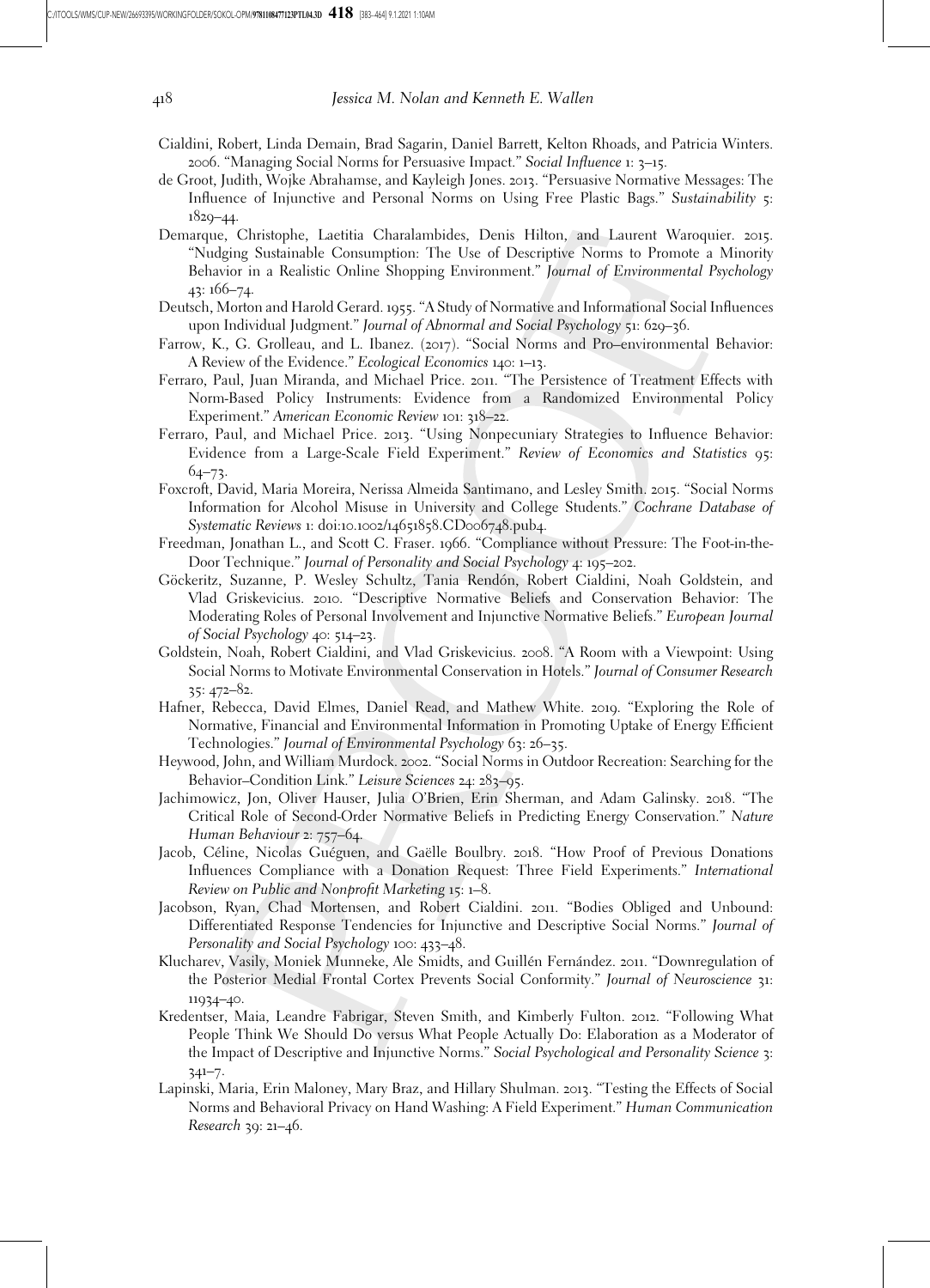Cialdini, Robert, Linda Demain, Brad Sagarin, Daniel Barrett, Kelton Rhoads, and Patricia Winters. 2006. "Managing Social Norms for Persuasive Impact." *Social Influence* 1: 3–15.

de Groot, Judith, Wojke Abrahamse, and Kayleigh Jones. 2013. "Persuasive Normative Messages: The Influence of Injunctive and Personal Norms on Using Free Plastic Bags." *Sustainability* 5: 1829–44.

Demarque, Christophe, Laetitia Charalambides, Denis Hilton, and Laurent Waroquier. 2015. "Nudging Sustainable Consumption: The Use of Descriptive Norms to Promote a Minority Behavior in a Realistic Online Shopping Environment." *Journal of Environmental Psychology* 43: 166–74.

Deutsch, Morton and Harold Gerard. 1955. "A Study of Normative and Informational Social Influences upon Individual Judgment." *Journal of Abnormal and Social Psychology* 51: 629–36.

Farrow, K., G. Grolleau, and L. Ibanez. (2017). "Social Norms and Pro–environmental Behavior: A Review of the Evidence." *Ecological Economics* 140: 1–13.

Ferraro, Paul, Juan Miranda, and Michael Price. 2011. "The Persistence of Treatment Effects with Norm-Based Policy Instruments: Evidence from a Randomized Environmental Policy Experiment." *American Economic Review* 101: 318–22.

Ferraro, Paul, and Michael Price. 2013. "Using Nonpecuniary Strategies to Influence Behavior: Evidence from a Large-Scale Field Experiment." *Review of Economics and Statistics* 95: 64–73.

Foxcroft, David, Maria Moreira, Nerissa Almeida Santimano, and Lesley Smith. 2015. "Social Norms Information for Alcohol Misuse in University and College Students." *Cochrane Database of Systematic Reviews* 1: doi:10.1002/14651858.CD006748.pub4.

Freedman, Jonathan L., and Scott C. Fraser. 1966. "Compliance without Pressure: The Foot-in-the-Door Technique." *Journal of Personality and Social Psychology* 4: 195–202.

Göckeritz, Suzanne, P. Wesley Schultz, Tania Rendón, Robert Cialdini, Noah Goldstein, and Vlad Griskevicius. 2010. "Descriptive Normative Beliefs and Conservation Behavior: The Moderating Roles of Personal Involvement and Injunctive Normative Beliefs." *European Journal of Social Psychology* 40: 514–23.

Goldstein, Noah, Robert Cialdini, and Vlad Griskevicius. 2008. "A Room with a Viewpoint: Using Social Norms to Motivate Environmental Conservation in Hotels." *Journal of Consumer Research* 35: 472–82.

Hafner, Rebecca, David Elmes, Daniel Read, and Mathew White. 2019. "Exploring the Role of Normative, Financial and Environmental Information in Promoting Uptake of Energy Efficient Technologies." *Journal of Environmental Psychology* 63: 26–35.

Heywood, John, and William Murdock. 2002. "Social Norms in Outdoor Recreation: Searching for the Behavior–Condition Link." *Leisure Sciences* 24: 283–95.

Jachimowicz, Jon, Oliver Hauser, Julia O'Brien, Erin Sherman, and Adam Galinsky. 2018. "The Critical Role of Second-Order Normative Beliefs in Predicting Energy Conservation." *Nature Human Behaviour* 2: 757–64.

Jacob, Céline, Nicolas Guéguen, and Gaëlle Boulbry. 2018. "How Proof of Previous Donations Influences Compliance with a Donation Request: Three Field Experiments." *International Review on Public and Nonprofit Marketing* 15: 1–8.

Jacobson, Ryan, Chad Mortensen, and Robert Cialdini. 2011. "Bodies Obliged and Unbound: Differentiated Response Tendencies for Injunctive and Descriptive Social Norms." *Journal of Personality and Social Psychology* 100: 433–48.

Klucharev, Vasily, Moniek Munneke, Ale Smidts, and Guillén Fernández. 2011. "Downregulation of the Posterior Medial Frontal Cortex Prevents Social Conformity." *Journal of Neuroscience* 31: 11934–40.

Kredentser, Maia, Leandre Fabrigar, Steven Smith, and Kimberly Fulton. 2012. "Following What People Think We Should Do versus What People Actually Do: Elaboration as a Moderator of the Impact of Descriptive and Injunctive Norms." *Social Psychological and Personality Science* 3: 341–7.

Lapinski, Maria, Erin Maloney, Mary Braz, and Hillary Shulman. 2013. "Testing the Effects of Social Norms and Behavioral Privacy on Hand Washing: A Field Experiment." *Human Communication Research* 39: 21–46.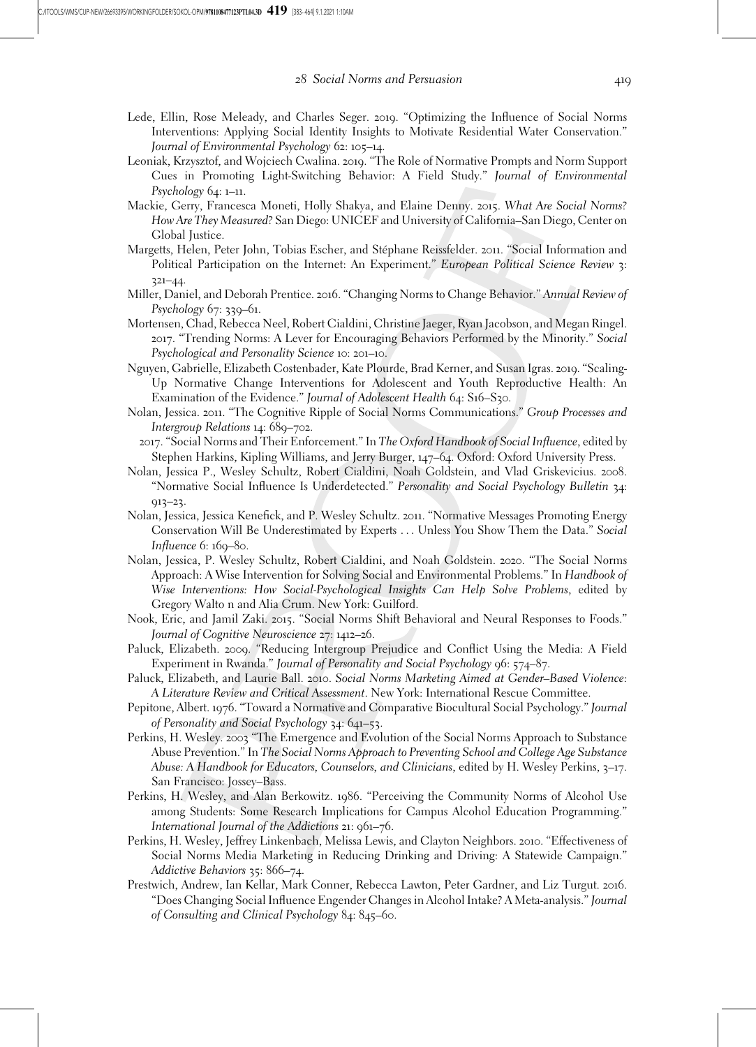Lede, Ellin, Rose Meleady, and Charles Seger. 2019. "Optimizing the Influence of Social Norms Interventions: Applying Social Identity Insights to Motivate Residential Water Conservation." *Journal of Environmental Psychology* 62: 105–14.

Leoniak, Krzysztof, and Wojciech Cwalina. 2019. "The Role of Normative Prompts and Norm Support Cues in Promoting Light-Switching Behavior: A Field Study." *Journal of Environmental Psychology* 64: 1–11.

Mackie, Gerry, Francesca Moneti, Holly Shakya, and Elaine Denny. 2015. *What Are Social Norms? How Are They Measured?* San Diego: UNICEF and University of California–San Diego, Center on Global Justice.

Margetts, Helen, Peter John, Tobias Escher, and Stéphane Reissfelder. 2011. "Social Information and Political Participation on the Internet: An Experiment." *European Political Science Review* 3: 321–44.

Miller, Daniel, and Deborah Prentice. 2016. "Changing Norms to Change Behavior." *Annual Review of Psychology* 67: 339–61.

Mortensen, Chad, Rebecca Neel, Robert Cialdini, Christine Jaeger, Ryan Jacobson, and Megan Ringel. 2017. "Trending Norms: A Lever for Encouraging Behaviors Performed by the Minority." *Social Psychological and Personality Science* 10: 201–10.

Nguyen, Gabrielle, Elizabeth Costenbader, Kate Plourde, Brad Kerner, and Susan Igras. 2019. "Scaling-Up Normative Change Interventions for Adolescent and Youth Reproductive Health: An Examination of the Evidence." *Journal of Adolescent Health* 64: S16–S30.

Nolan, Jessica. 2011. "The Cognitive Ripple of Social Norms Communications." *Group Processes and Intergroup Relations* 14: 689–702.

2017. "Social Norms and Their Enforcement." In *The Oxford Handbook of Social Influence*, edited by Stephen Harkins, Kipling Williams, and Jerry Burger, 147–64. Oxford: Oxford University Press.

Nolan, Jessica P., Wesley Schultz, Robert Cialdini, Noah Goldstein, and Vlad Griskevicius. 2008. "Normative Social Influence Is Underdetected." *Personality and Social Psychology Bulletin* 34: 913–23.

Nolan, Jessica, Jessica Kenefick, and P. Wesley Schultz. 2011. "Normative Messages Promoting Energy Conservation Will Be Underestimated by Experts . . . Unless You Show Them the Data." *Social Influence* 6: 169–80.

Nolan, Jessica, P. Wesley Schultz, Robert Cialdini, and Noah Goldstein. 2020. "The Social Norms Approach: A Wise Intervention for Solving Social and Environmental Problems." In *Handbook of Wise Interventions: How Social-Psychological Insights Can Help Solve Problems*, edited by Gregory Walto n and Alia Crum. New York: Guilford.

Nook, Eric, and Jamil Zaki. 2015. "Social Norms Shift Behavioral and Neural Responses to Foods." *Journal of Cognitive Neuroscience* 27: 1412–26.

Paluck, Elizabeth. 2009. "Reducing Intergroup Prejudice and Conflict Using the Media: A Field Experiment in Rwanda." *Journal of Personality and Social Psychology* 96: 574–87.

Paluck, Elizabeth, and Laurie Ball. 2010. *Social Norms Marketing Aimed at Gender–Based Violence: A Literature Review and Critical Assessment*. New York: International Rescue Committee.

Pepitone, Albert. 1976. "Toward a Normative and Comparative Biocultural Social Psychology." *Journal of Personality and Social Psychology* 34: 641–53.

Perkins, H. Wesley. 2003 "The Emergence and Evolution of the Social Norms Approach to Substance Abuse Prevention." In *The Social Norms Approach to Preventing School and College Age Substance Abuse: A Handbook for Educators, Counselors, and Clinicians*, edited by H. Wesley Perkins, 3–17. San Francisco: Jossey–Bass.

Perkins, H. Wesley, and Alan Berkowitz. 1986. "Perceiving the Community Norms of Alcohol Use among Students: Some Research Implications for Campus Alcohol Education Programming." *International Journal of the Addictions* 21: 961–76.

Perkins, H. Wesley, Jeffrey Linkenbach, Melissa Lewis, and Clayton Neighbors. 2010. "Effectiveness of Social Norms Media Marketing in Reducing Drinking and Driving: A Statewide Campaign." *Addictive Behaviors* 35: 866–74.

Prestwich, Andrew, Ian Kellar, Mark Conner, Rebecca Lawton, Peter Gardner, and Liz Turgut. 2016. "Does Changing Social Influence Engender Changes in Alcohol Intake? A Meta-analysis." *Journal of Consulting and Clinical Psychology* 84: 845–60.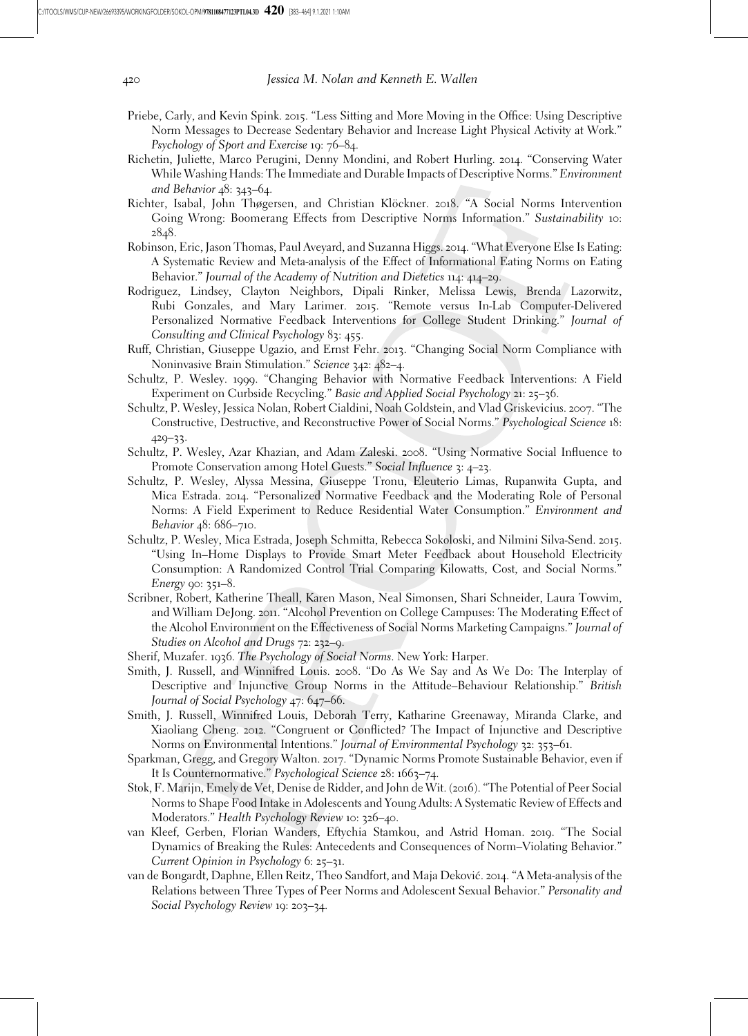Priebe, Carly, and Kevin Spink. 2015. "Less Sitting and More Moving in the Office: Using Descriptive Norm Messages to Decrease Sedentary Behavior and Increase Light Physical Activity at Work." *Psychology of Sport and Exercise* 19: 76–84.

Richetin, Juliette, Marco Perugini, Denny Mondini, and Robert Hurling. 2014. "Conserving Water While Washing Hands: The Immediate and Durable Impacts of Descriptive Norms." *Environment and Behavior* 48: 343–64.

Richter, Isabal, John Thøgersen, and Christian Klöckner. 2018. "A Social Norms Intervention Going Wrong: Boomerang Effects from Descriptive Norms Information." *Sustainability* 10: 2848.

Robinson, Eric, Jason Thomas, Paul Aveyard, and Suzanna Higgs. 2014. "What Everyone Else Is Eating: A Systematic Review and Meta-analysis of the Effect of Informational Eating Norms on Eating Behavior." *Journal of the Academy of Nutrition and Dietetics* 114: 414–29.

Rodriguez, Lindsey, Clayton Neighbors, Dipali Rinker, Melissa Lewis, Brenda Lazorwitz, Rubi Gonzales, and Mary Larimer. 2015. "Remote versus In-Lab Computer-Delivered Personalized Normative Feedback Interventions for College Student Drinking." *Journal of Consulting and Clinical Psychology* 83: 455.

Ruff, Christian, Giuseppe Ugazio, and Ernst Fehr. 2013. "Changing Social Norm Compliance with Noninvasive Brain Stimulation." *Science* 342: 482–4.

Schultz, P. Wesley. 1999. "Changing Behavior with Normative Feedback Interventions: A Field Experiment on Curbside Recycling." *Basic and Applied Social Psychology* 21: 25–36.

Schultz, P. Wesley, Jessica Nolan, Robert Cialdini, Noah Goldstein, and Vlad Griskevicius. 2007. "The Constructive, Destructive, and Reconstructive Power of Social Norms." *Psychological Science* 18: 429–33.

Schultz, P. Wesley, Azar Khazian, and Adam Zaleski. 2008. "Using Normative Social Influence to Promote Conservation among Hotel Guests." *Social Influence* 3: 4–23.

Schultz, P. Wesley, Alyssa Messina, Giuseppe Tronu, Eleuterio Limas, Rupanwita Gupta, and Mica Estrada. 2014. "Personalized Normative Feedback and the Moderating Role of Personal Norms: A Field Experiment to Reduce Residential Water Consumption." *Environment and Behavior* 48: 686–710.

Schultz, P. Wesley, Mica Estrada, Joseph Schmitta, Rebecca Sokoloski, and Nilmini Silva-Send. 2015. "Using In–Home Displays to Provide Smart Meter Feedback about Household Electricity Consumption: A Randomized Control Trial Comparing Kilowatts, Cost, and Social Norms." *Energy* 90: 351–8.

Scribner, Robert, Katherine Theall, Karen Mason, Neal Simonsen, Shari Schneider, Laura Towvim, and William DeJong. 2011. "Alcohol Prevention on College Campuses: The Moderating Effect of the Alcohol Environment on the Effectiveness of Social Norms Marketing Campaigns." *Journal of Studies on Alcohol and Drugs* 72: 232–9.

Sherif, Muzafer. 1936. *The Psychology of Social Norms*. New York: Harper.

Smith, J. Russell, and Winnifred Louis. 2008. "Do As We Say and As We Do: The Interplay of Descriptive and Injunctive Group Norms in the Attitude–Behaviour Relationship." *British Journal of Social Psychology* 47: 647–66.

Smith, J. Russell, Winnifred Louis, Deborah Terry, Katharine Greenaway, Miranda Clarke, and Xiaoliang Cheng. 2012. "Congruent or Conflicted? The Impact of Injunctive and Descriptive Norms on Environmental Intentions." *Journal of Environmental Psychology* 32: 353–61.

Sparkman, Gregg, and Gregory Walton. 2017. "Dynamic Norms Promote Sustainable Behavior, even if It Is Counternormative." *Psychological Science* 28: 1663–74.

Stok, F. Marijn, Emely de Vet, Denise de Ridder, and John de Wit. (2016). "The Potential of Peer Social Norms to Shape Food Intake in Adolescents and Young Adults: A Systematic Review of Effects and Moderators." *Health Psychology Review* 10: 326–40.

van Kleef, Gerben, Florian Wanders, Eftychia Stamkou, and Astrid Homan. 2019. "The Social Dynamics of Breaking the Rules: Antecedents and Consequences of Norm–Violating Behavior." *Current Opinion in Psychology* 6: 25–31.

van de Bongardt, Daphne, Ellen Reitz, Theo Sandfort, and Maja Deković. 2014. "A Meta-analysis of the Relations between Three Types of Peer Norms and Adolescent Sexual Behavior." *Personality and Social Psychology Review* 19: 203–34.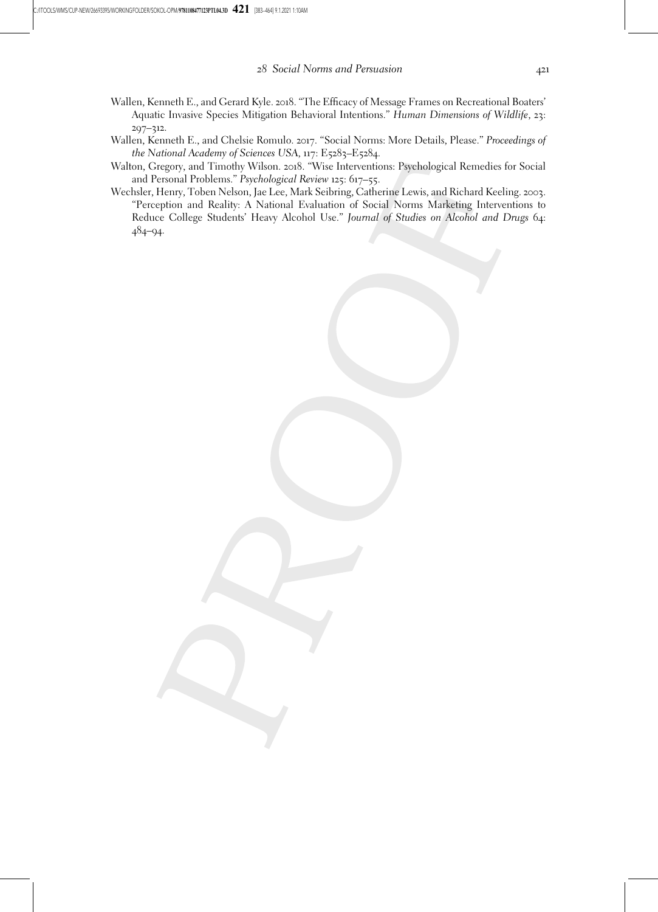Wallen, Kenneth E., and Gerard Kyle. 2018. "The Efficacy of Message Frames on Recreational Boaters' Aquatic Invasive Species Mitigation Behavioral Intentions." *Human Dimensions of Wildlife*, 23: 297–312.

Wallen, Kenneth E., and Chelsie Romulo. 2017. "Social Norms: More Details, Please." *Proceedings of the National Academy of Sciences USA*, 117: E5283–E5284.

Walton, Gregory, and Timothy Wilson. 2018. "Wise Interventions: Psychological Remedies for Social and Personal Problems." *Psychological Review* 125: 617–55.

Wechsler, Henry, Toben Nelson, Jae Lee, Mark Seibring, Catherine Lewis, and Richard Keeling. 2003. "Perception and Reality: A National Evaluation of Social Norms Marketing Interventions to Reduce College Students' Heavy Alcohol Use." *Journal of Studies on Alcohol and Drugs* 64: 484–94.